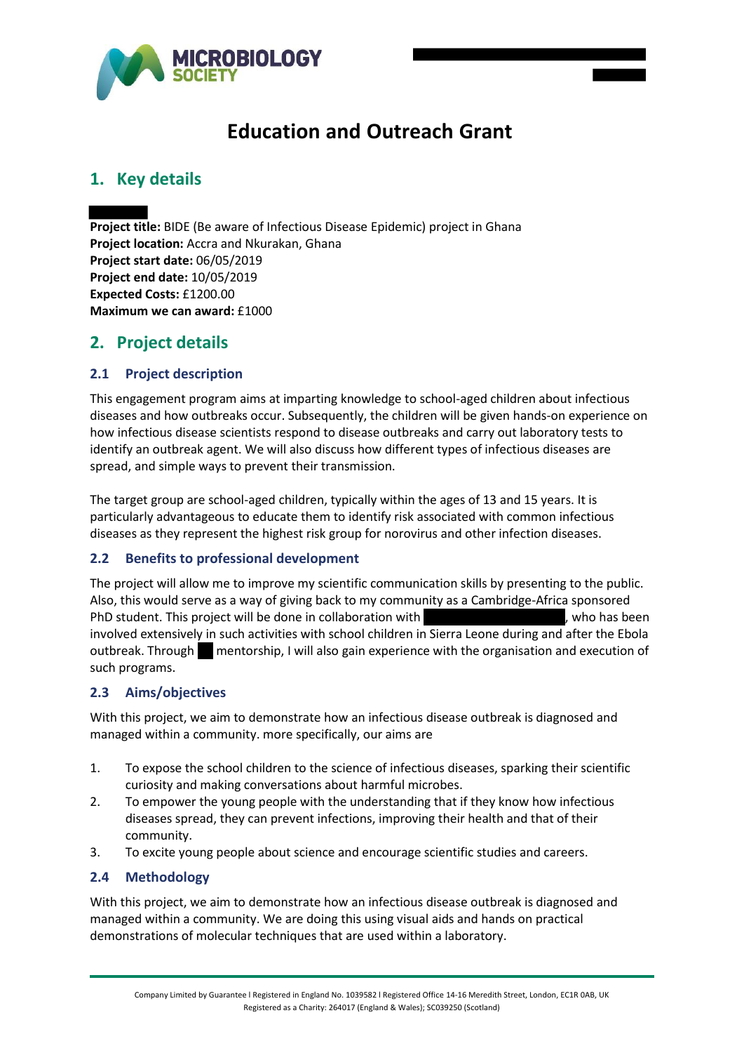# Education and Outreach Grant

## 1. Key details

**Project title:** BIDE (Be aware of Infectious Disease Epidemic) project in Ghana
**Project location:** Accra and Nkurakan, Ghana
**Project start date:** 06/05/2019
**Project end date:** 10/05/2019
**Expected Costs:** £1200.00
**Maximum we can award:** £1000

## 2. Project details

### 2.1 Project description

This engagement program aims at imparting knowledge to school-aged children about infectious diseases and how outbreaks occur. Subsequently, the children will be given hands-on experience on how infectious disease scientists respond to disease outbreaks and carry out laboratory tests to identify an outbreak agent. We will also discuss how different types of infectious diseases are spread, and simple ways to prevent their transmission.

The target group are school-aged children, typically within the ages of 13 and 15 years. It is particularly advantageous to educate them to identify risk associated with common infectious diseases as they represent the highest risk group for norovirus and other infection diseases.

### 2.2 Benefits to professional development

The project will allow me to improve my scientific communication skills by presenting to the public. Also, this would serve as a way of giving back to my community as a Cambridge-Africa sponsored PhD student. This project will be done in collaboration with , who has been involved extensively in such activities with school children in Sierra Leone during and after the Ebola outbreak. Through mentorship, I will also gain experience with the organisation and execution of such programs.

### 2.3 Aims/objectives

With this project, we aim to demonstrate how an infectious disease outbreak is diagnosed and managed within a community. more specifically, our aims are

1. To expose the school children to the science of infectious diseases, sparking their scientific curiosity and making conversations about harmful microbes.
2. To empower the young people with the understanding that if they know how infectious diseases spread, they can prevent infections, improving their health and that of their community.
3. To excite young people about science and encourage scientific studies and careers.

### 2.4 Methodology

With this project, we aim to demonstrate how an infectious disease outbreak is diagnosed and managed within a community. We are doing this using visual aids and hands on practical demonstrations of molecular techniques that are used within a laboratory.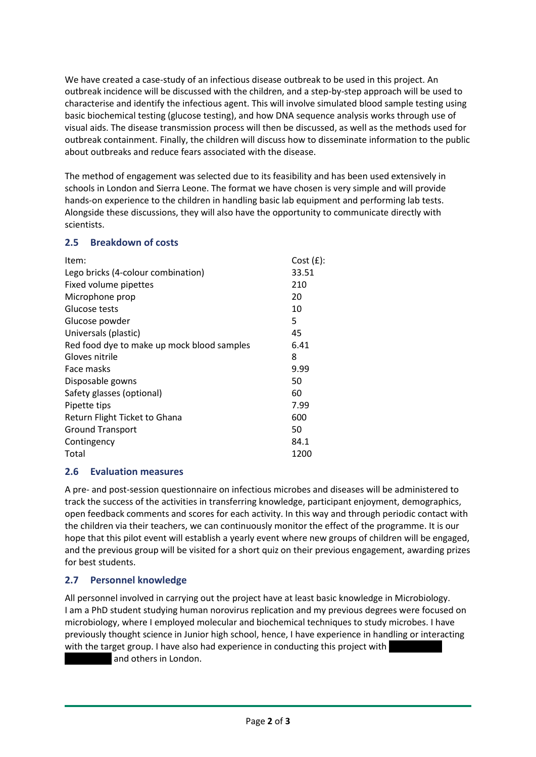We have created a case-study of an infectious disease outbreak to be used in this project. An outbreak incidence will be discussed with the children, and a step-by-step approach will be used to characterise and identify the infectious agent. This will involve simulated blood sample testing using basic biochemical testing (glucose testing), and how DNA sequence analysis works through use of visual aids. The disease transmission process will then be discussed, as well as the methods used for outbreak containment. Finally, the children will discuss how to disseminate information to the public about outbreaks and reduce fears associated with the disease.

The method of engagement was selected due to its feasibility and has been used extensively in schools in London and Sierra Leone. The format we have chosen is very simple and will provide hands-on experience to the children in handling basic lab equipment and performing lab tests. Alongside these discussions, they will also have the opportunity to communicate directly with scientists.

## 2.5 Breakdown of costs

| Item: | Cost (£): |
|---|---|
| Lego bricks (4-colour combination) | 33.51 |
| Fixed volume pipettes | 210 |
| Microphone prop | 20 |
| Glucose tests | 10 |
| Glucose powder | 5 |
| Universals (plastic) | 45 |
| Red food dye to make up mock blood samples | 6.41 |
| Gloves nitrile | 8 |
| Face masks | 9.99 |
| Disposable gowns | 50 |
| Safety glasses (optional) | 60 |
| Pipette tips | 7.99 |
| Return Flight Ticket to Ghana | 600 |
| Ground Transport | 50 |
| Contingency | 84.1 |
| Total | 1200 |

## 2.6 Evaluation measures

A pre- and post-session questionnaire on infectious microbes and diseases will be administered to track the success of the activities in transferring knowledge, participant enjoyment, demographics, open feedback comments and scores for each activity. In this way and through periodic contact with the children via their teachers, we can continuously monitor the effect of the programme. It is our hope that this pilot event will establish a yearly event where new groups of children will be engaged, and the previous group will be visited for a short quiz on their previous engagement, awarding prizes for best students.

## 2.7 Personnel knowledge

All personnel involved in carrying out the project have at least basic knowledge in Microbiology. I am a PhD student studying human norovirus replication and my previous degrees were focused on microbiology, where I employed molecular and biochemical techniques to study microbes. I have previously thought science in Junior high school, hence, I have experience in handling or interacting with the target group. I have also had experience in conducting this project with [REDACTED] and others in London.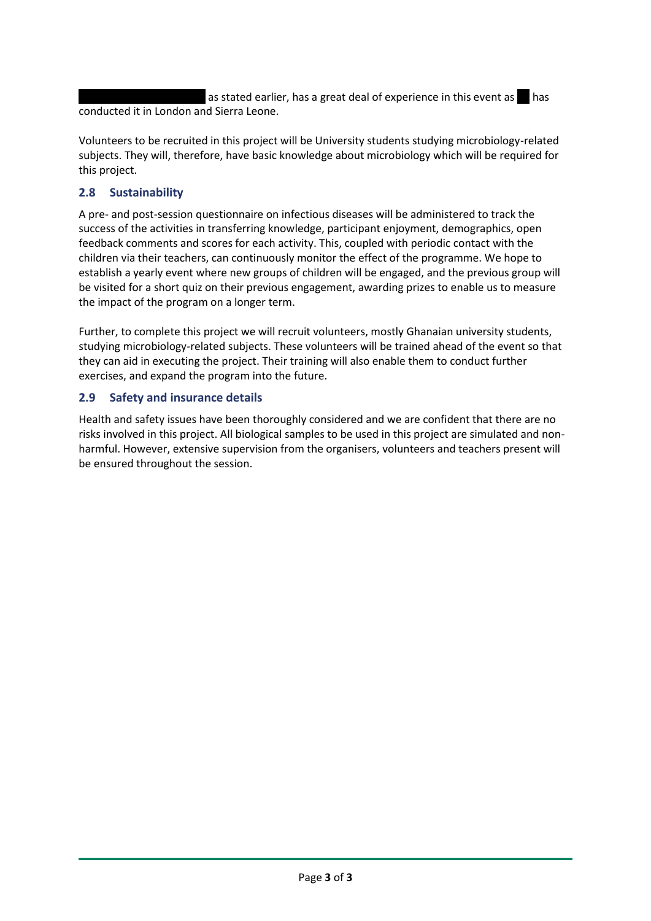as stated earlier, has a great deal of experience in this event as has conducted it in London and Sierra Leone.

Volunteers to be recruited in this project will be University students studying microbiology-related subjects. They will, therefore, have basic knowledge about microbiology which will be required for this project.

## 2.8 Sustainability

A pre- and post-session questionnaire on infectious diseases will be administered to track the success of the activities in transferring knowledge, participant enjoyment, demographics, open feedback comments and scores for each activity. This, coupled with periodic contact with the children via their teachers, can continuously monitor the effect of the programme. We hope to establish a yearly event where new groups of children will be engaged, and the previous group will be visited for a short quiz on their previous engagement, awarding prizes to enable us to measure the impact of the program on a longer term.

Further, to complete this project we will recruit volunteers, mostly Ghanaian university students, studying microbiology-related subjects. These volunteers will be trained ahead of the event so that they can aid in executing the project. Their training will also enable them to conduct further exercises, and expand the program into the future.

## 2.9 Safety and insurance details

Health and safety issues have been thoroughly considered and we are confident that there are no risks involved in this project. All biological samples to be used in this project are simulated and non-harmful. However, extensive supervision from the organisers, volunteers and teachers present will be ensured throughout the session.